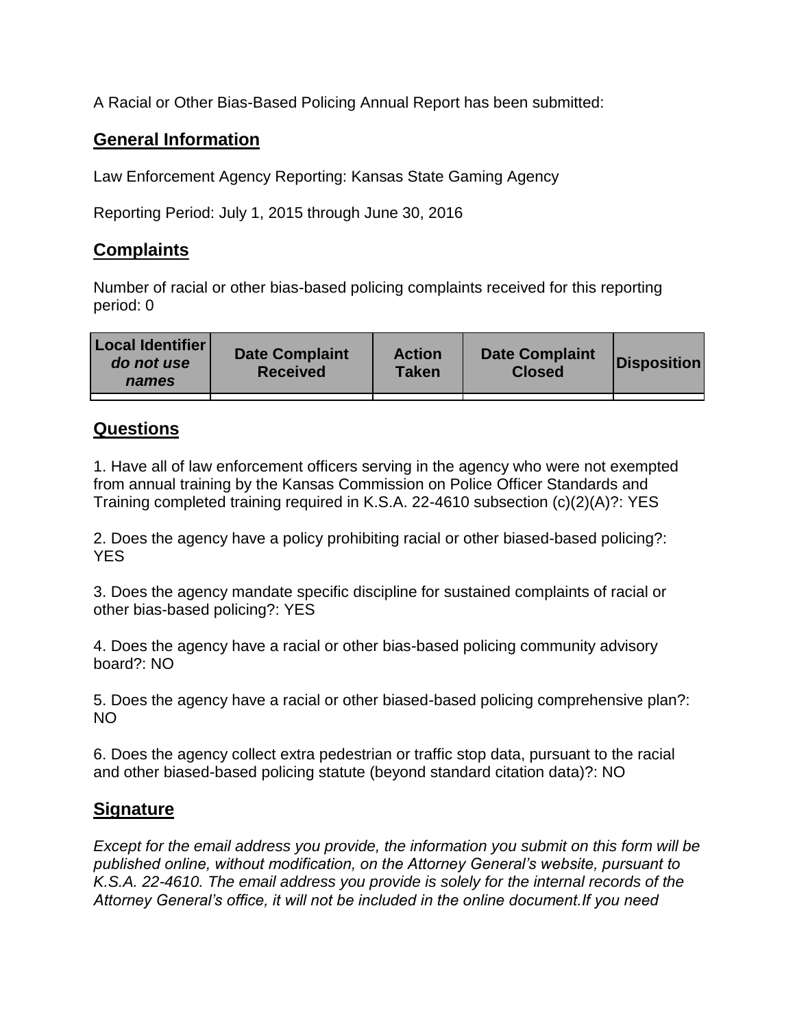A Racial or Other Bias-Based Policing Annual Report has been submitted:

## General Information

Law Enforcement Agency Reporting: Kansas State Gaming Agency

Reporting Period: July 1, 2015 through June 30, 2016

## Complaints

Number of racial or other bias-based policing complaints received for this reporting period: 0

| Local Identifier *do not use names* | Date Complaint Received | Action Taken | Date Complaint Closed | Disposition |
|---|---|---|---|---|
| | | | | |

## Questions

1. Have all of law enforcement officers serving in the agency who were not exempted from annual training by the Kansas Commission on Police Officer Standards and Training completed training required in K.S.A. 22-4610 subsection (c)(2)(A)?: YES

2. Does the agency have a policy prohibiting racial or other biased-based policing?: YES

3. Does the agency mandate specific discipline for sustained complaints of racial or other bias-based policing?: YES

4. Does the agency have a racial or other bias-based policing community advisory board?: NO

5. Does the agency have a racial or other biased-based policing comprehensive plan?: NO

6. Does the agency collect extra pedestrian or traffic stop data, pursuant to the racial and other biased-based policing statute (beyond standard citation data)?: NO

## Signature

*Except for the email address you provide, the information you submit on this form will be published online, without modification, on the Attorney General's website, pursuant to K.S.A. 22-4610. The email address you provide is solely for the internal records of the Attorney General's office, it will not be included in the online document.If you need*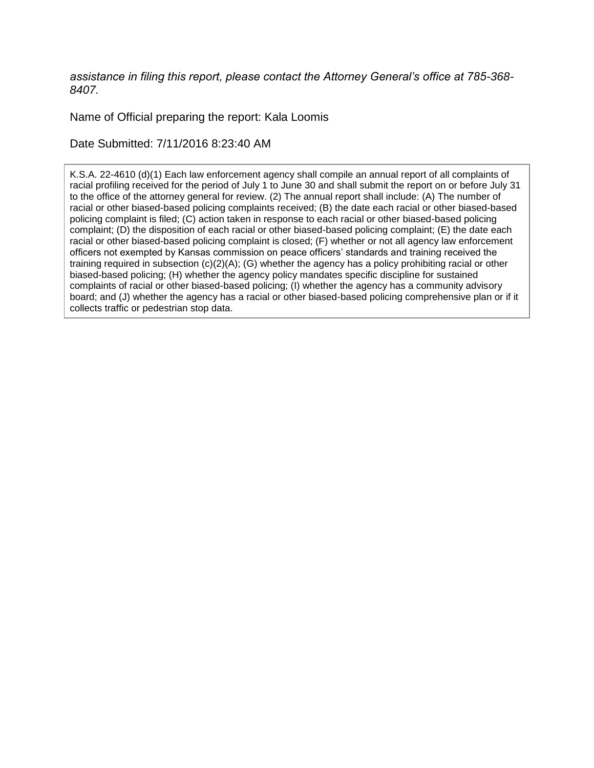*assistance in filing this report, please contact the Attorney General's office at 785-368-8407.*

Name of Official preparing the report: Kala Loomis

Date Submitted: 7/11/2016 8:23:40 AM

K.S.A. 22-4610 (d)(1) Each law enforcement agency shall compile an annual report of all complaints of racial profiling received for the period of July 1 to June 30 and shall submit the report on or before July 31 to the office of the attorney general for review. (2) The annual report shall include: (A) The number of racial or other biased-based policing complaints received; (B) the date each racial or other biased-based policing complaint is filed; (C) action taken in response to each racial or other biased-based policing complaint; (D) the disposition of each racial or other biased-based policing complaint; (E) the date each racial or other biased-based policing complaint is closed; (F) whether or not all agency law enforcement officers not exempted by Kansas commission on peace officers' standards and training received the training required in subsection (c)(2)(A); (G) whether the agency has a policy prohibiting racial or other biased-based policing; (H) whether the agency policy mandates specific discipline for sustained complaints of racial or other biased-based policing; (I) whether the agency has a community advisory board; and (J) whether the agency has a racial or other biased-based policing comprehensive plan or if it collects traffic or pedestrian stop data.